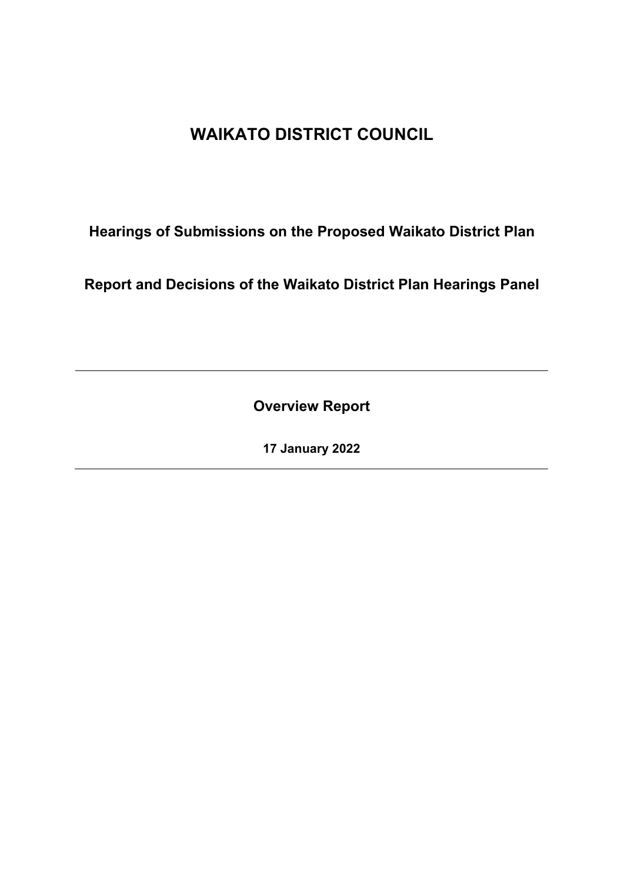# WAIKATO DISTRICT COUNCIL

## Hearings of Submissions on the Proposed Waikato District Plan

## Report and Decisions of the Waikato District Plan Hearings Panel

---

### Overview Report

**17 January 2022**

---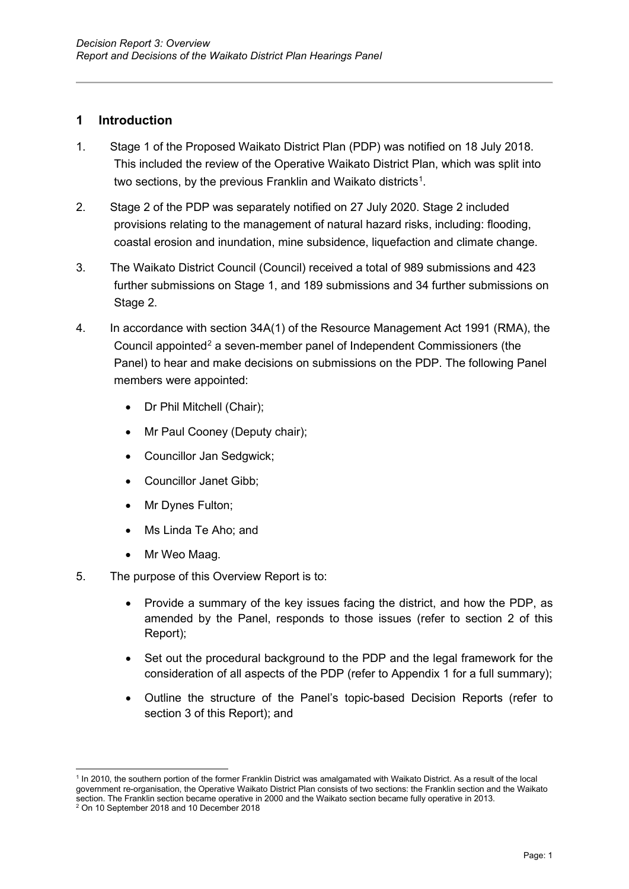## 1 Introduction

1. Stage 1 of the Proposed Waikato District Plan (PDP) was notified on 18 July 2018. This included the review of the Operative Waikato District Plan, which was split into two sections, by the previous Franklin and Waikato districts[1].

2. Stage 2 of the PDP was separately notified on 27 July 2020. Stage 2 included provisions relating to the management of natural hazard risks, including: flooding, coastal erosion and inundation, mine subsidence, liquefaction and climate change.

3. The Waikato District Council (Council) received a total of 989 submissions and 423 further submissions on Stage 1, and 189 submissions and 34 further submissions on Stage 2.

4. In accordance with section 34A(1) of the Resource Management Act 1991 (RMA), the Council appointed[2] a seven-member panel of Independent Commissioners (the Panel) to hear and make decisions on submissions on the PDP. The following Panel members were appointed:

   - Dr Phil Mitchell (Chair);
   - Mr Paul Cooney (Deputy chair);
   - Councillor Jan Sedgwick;
   - Councillor Janet Gibb;
   - Mr Dynes Fulton;
   - Ms Linda Te Aho; and
   - Mr Weo Maag.

5. The purpose of this Overview Report is to:

   - Provide a summary of the key issues facing the district, and how the PDP, as amended by the Panel, responds to those issues (refer to section 2 of this Report);
   - Set out the procedural background to the PDP and the legal framework for the consideration of all aspects of the PDP (refer to Appendix 1 for a full summary);
   - Outline the structure of the Panel's topic-based Decision Reports (refer to section 3 of this Report); and

---

[1] In 2010, the southern portion of the former Franklin District was amalgamated with Waikato District. As a result of the local government re-organisation, the Operative Waikato District Plan consists of two sections: the Franklin section and the Waikato section. The Franklin section became operative in 2000 and the Waikato section became fully operative in 2013.

[2] On 10 September 2018 and 10 December 2018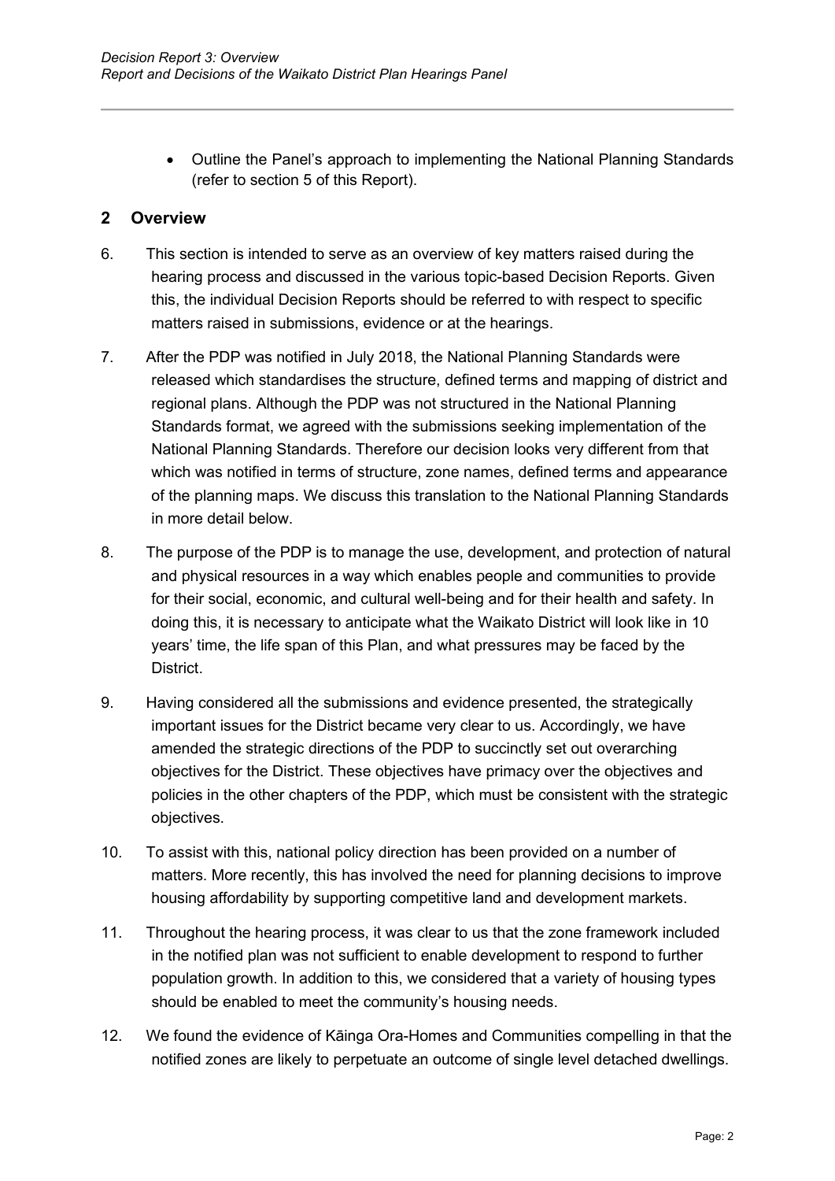- Outline the Panel's approach to implementing the National Planning Standards (refer to section 5 of this Report).

## 2 Overview

6. This section is intended to serve as an overview of key matters raised during the hearing process and discussed in the various topic-based Decision Reports. Given this, the individual Decision Reports should be referred to with respect to specific matters raised in submissions, evidence or at the hearings.

7. After the PDP was notified in July 2018, the National Planning Standards were released which standardises the structure, defined terms and mapping of district and regional plans. Although the PDP was not structured in the National Planning Standards format, we agreed with the submissions seeking implementation of the National Planning Standards. Therefore our decision looks very different from that which was notified in terms of structure, zone names, defined terms and appearance of the planning maps. We discuss this translation to the National Planning Standards in more detail below.

8. The purpose of the PDP is to manage the use, development, and protection of natural and physical resources in a way which enables people and communities to provide for their social, economic, and cultural well-being and for their health and safety. In doing this, it is necessary to anticipate what the Waikato District will look like in 10 years' time, the life span of this Plan, and what pressures may be faced by the District.

9. Having considered all the submissions and evidence presented, the strategically important issues for the District became very clear to us. Accordingly, we have amended the strategic directions of the PDP to succinctly set out overarching objectives for the District. These objectives have primacy over the objectives and policies in the other chapters of the PDP, which must be consistent with the strategic objectives.

10. To assist with this, national policy direction has been provided on a number of matters. More recently, this has involved the need for planning decisions to improve housing affordability by supporting competitive land and development markets.

11. Throughout the hearing process, it was clear to us that the zone framework included in the notified plan was not sufficient to enable development to respond to further population growth. In addition to this, we considered that a variety of housing types should be enabled to meet the community's housing needs.

12. We found the evidence of Kāinga Ora-Homes and Communities compelling in that the notified zones are likely to perpetuate an outcome of single level detached dwellings.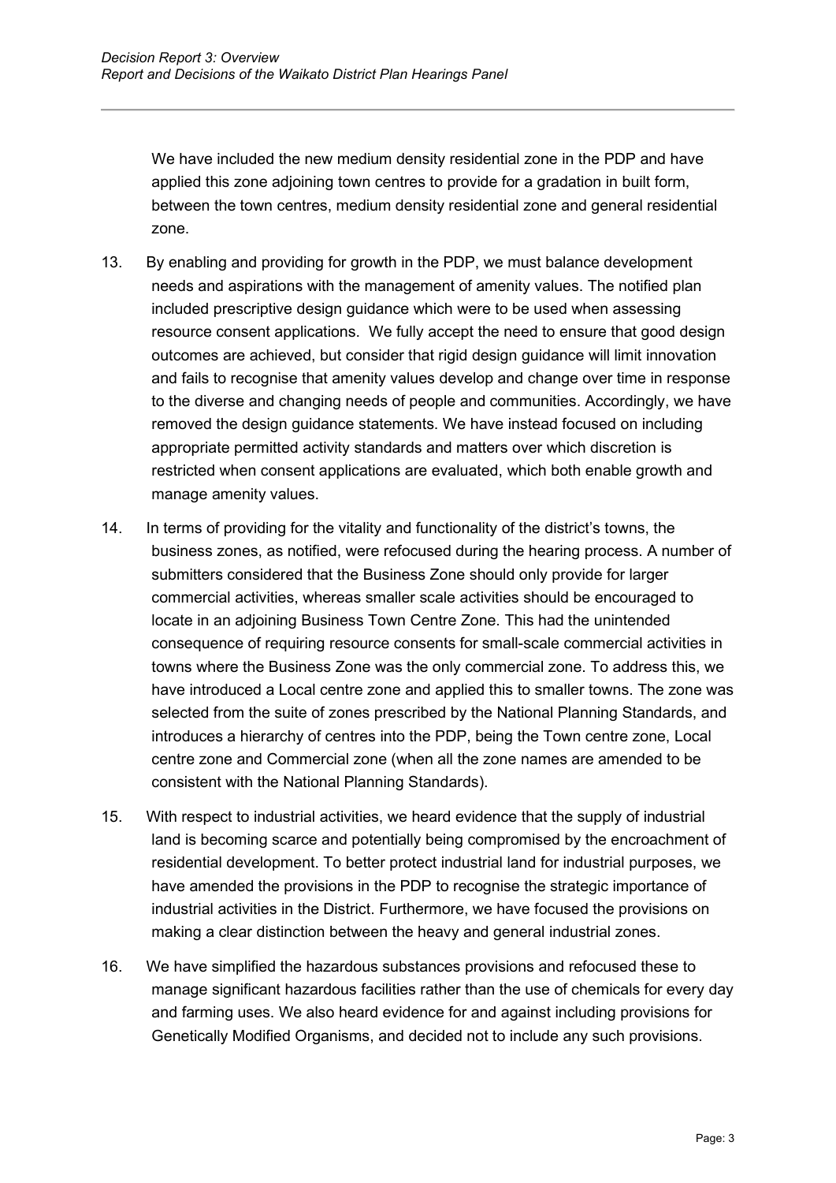We have included the new medium density residential zone in the PDP and have applied this zone adjoining town centres to provide for a gradation in built form, between the town centres, medium density residential zone and general residential zone.

13. By enabling and providing for growth in the PDP, we must balance development needs and aspirations with the management of amenity values. The notified plan included prescriptive design guidance which were to be used when assessing resource consent applications. We fully accept the need to ensure that good design outcomes are achieved, but consider that rigid design guidance will limit innovation and fails to recognise that amenity values develop and change over time in response to the diverse and changing needs of people and communities. Accordingly, we have removed the design guidance statements. We have instead focused on including appropriate permitted activity standards and matters over which discretion is restricted when consent applications are evaluated, which both enable growth and manage amenity values.

14. In terms of providing for the vitality and functionality of the district's towns, the business zones, as notified, were refocused during the hearing process. A number of submitters considered that the Business Zone should only provide for larger commercial activities, whereas smaller scale activities should be encouraged to locate in an adjoining Business Town Centre Zone. This had the unintended consequence of requiring resource consents for small-scale commercial activities in towns where the Business Zone was the only commercial zone. To address this, we have introduced a Local centre zone and applied this to smaller towns. The zone was selected from the suite of zones prescribed by the National Planning Standards, and introduces a hierarchy of centres into the PDP, being the Town centre zone, Local centre zone and Commercial zone (when all the zone names are amended to be consistent with the National Planning Standards).

15. With respect to industrial activities, we heard evidence that the supply of industrial land is becoming scarce and potentially being compromised by the encroachment of residential development. To better protect industrial land for industrial purposes, we have amended the provisions in the PDP to recognise the strategic importance of industrial activities in the District. Furthermore, we have focused the provisions on making a clear distinction between the heavy and general industrial zones.

16. We have simplified the hazardous substances provisions and refocused these to manage significant hazardous facilities rather than the use of chemicals for every day and farming uses. We also heard evidence for and against including provisions for Genetically Modified Organisms, and decided not to include any such provisions.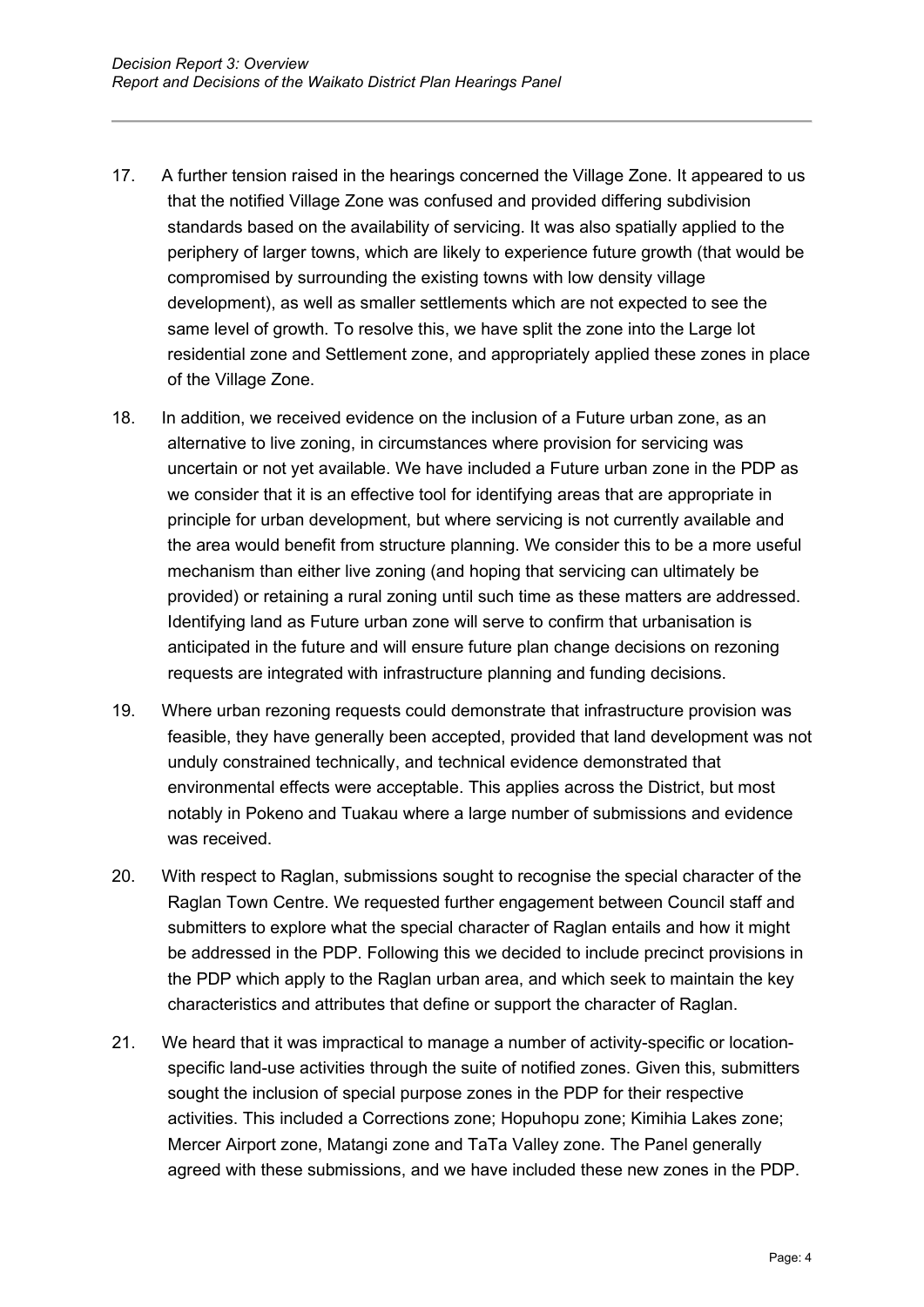17. A further tension raised in the hearings concerned the Village Zone. It appeared to us that the notified Village Zone was confused and provided differing subdivision standards based on the availability of servicing. It was also spatially applied to the periphery of larger towns, which are likely to experience future growth (that would be compromised by surrounding the existing towns with low density village development), as well as smaller settlements which are not expected to see the same level of growth. To resolve this, we have split the zone into the Large lot residential zone and Settlement zone, and appropriately applied these zones in place of the Village Zone.

18. In addition, we received evidence on the inclusion of a Future urban zone, as an alternative to live zoning, in circumstances where provision for servicing was uncertain or not yet available. We have included a Future urban zone in the PDP as we consider that it is an effective tool for identifying areas that are appropriate in principle for urban development, but where servicing is not currently available and the area would benefit from structure planning. We consider this to be a more useful mechanism than either live zoning (and hoping that servicing can ultimately be provided) or retaining a rural zoning until such time as these matters are addressed. Identifying land as Future urban zone will serve to confirm that urbanisation is anticipated in the future and will ensure future plan change decisions on rezoning requests are integrated with infrastructure planning and funding decisions.

19. Where urban rezoning requests could demonstrate that infrastructure provision was feasible, they have generally been accepted, provided that land development was not unduly constrained technically, and technical evidence demonstrated that environmental effects were acceptable. This applies across the District, but most notably in Pokeno and Tuakau where a large number of submissions and evidence was received.

20. With respect to Raglan, submissions sought to recognise the special character of the Raglan Town Centre. We requested further engagement between Council staff and submitters to explore what the special character of Raglan entails and how it might be addressed in the PDP. Following this we decided to include precinct provisions in the PDP which apply to the Raglan urban area, and which seek to maintain the key characteristics and attributes that define or support the character of Raglan.

21. We heard that it was impractical to manage a number of activity-specific or location-specific land-use activities through the suite of notified zones. Given this, submitters sought the inclusion of special purpose zones in the PDP for their respective activities. This included a Corrections zone; Hopuhopu zone; Kimihia Lakes zone; Mercer Airport zone, Matangi zone and TaTa Valley zone. The Panel generally agreed with these submissions, and we have included these new zones in the PDP.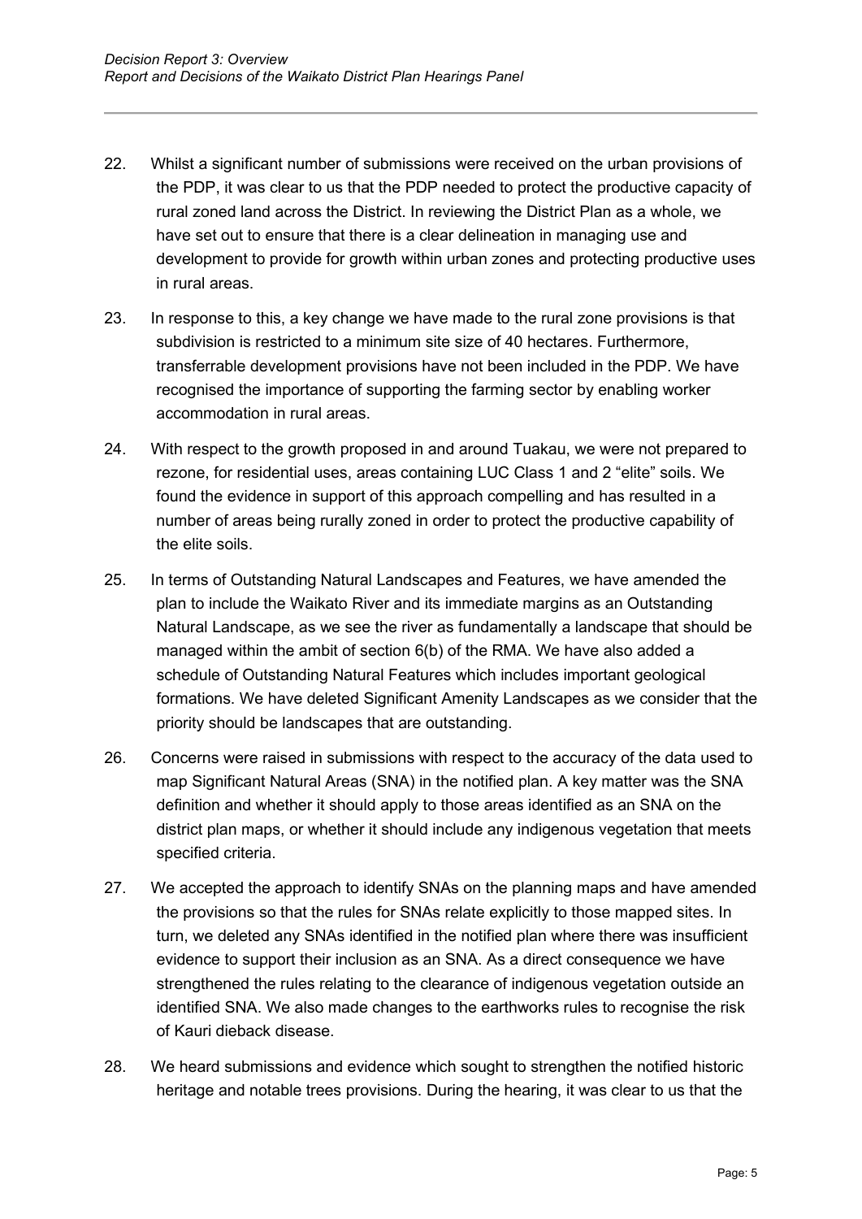22. Whilst a significant number of submissions were received on the urban provisions of the PDP, it was clear to us that the PDP needed to protect the productive capacity of rural zoned land across the District. In reviewing the District Plan as a whole, we have set out to ensure that there is a clear delineation in managing use and development to provide for growth within urban zones and protecting productive uses in rural areas.

23. In response to this, a key change we have made to the rural zone provisions is that subdivision is restricted to a minimum site size of 40 hectares. Furthermore, transferrable development provisions have not been included in the PDP. We have recognised the importance of supporting the farming sector by enabling worker accommodation in rural areas.

24. With respect to the growth proposed in and around Tuakau, we were not prepared to rezone, for residential uses, areas containing LUC Class 1 and 2 "elite" soils. We found the evidence in support of this approach compelling and has resulted in a number of areas being rurally zoned in order to protect the productive capability of the elite soils.

25. In terms of Outstanding Natural Landscapes and Features, we have amended the plan to include the Waikato River and its immediate margins as an Outstanding Natural Landscape, as we see the river as fundamentally a landscape that should be managed within the ambit of section 6(b) of the RMA. We have also added a schedule of Outstanding Natural Features which includes important geological formations. We have deleted Significant Amenity Landscapes as we consider that the priority should be landscapes that are outstanding.

26. Concerns were raised in submissions with respect to the accuracy of the data used to map Significant Natural Areas (SNA) in the notified plan. A key matter was the SNA definition and whether it should apply to those areas identified as an SNA on the district plan maps, or whether it should include any indigenous vegetation that meets specified criteria.

27. We accepted the approach to identify SNAs on the planning maps and have amended the provisions so that the rules for SNAs relate explicitly to those mapped sites. In turn, we deleted any SNAs identified in the notified plan where there was insufficient evidence to support their inclusion as an SNA. As a direct consequence we have strengthened the rules relating to the clearance of indigenous vegetation outside an identified SNA. We also made changes to the earthworks rules to recognise the risk of Kauri dieback disease.

28. We heard submissions and evidence which sought to strengthen the notified historic heritage and notable trees provisions. During the hearing, it was clear to us that the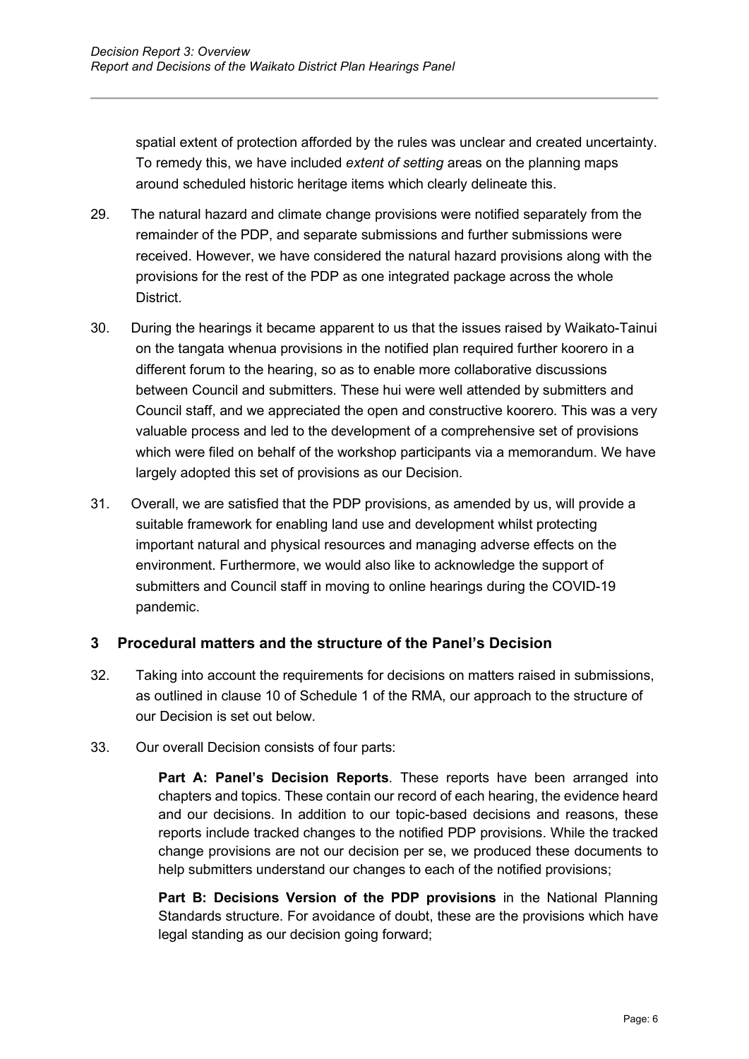spatial extent of protection afforded by the rules was unclear and created uncertainty. To remedy this, we have included *extent of setting* areas on the planning maps around scheduled historic heritage items which clearly delineate this.

29. The natural hazard and climate change provisions were notified separately from the remainder of the PDP, and separate submissions and further submissions were received. However, we have considered the natural hazard provisions along with the provisions for the rest of the PDP as one integrated package across the whole District.

30. During the hearings it became apparent to us that the issues raised by Waikato-Tainui on the tangata whenua provisions in the notified plan required further koorero in a different forum to the hearing, so as to enable more collaborative discussions between Council and submitters. These hui were well attended by submitters and Council staff, and we appreciated the open and constructive koorero. This was a very valuable process and led to the development of a comprehensive set of provisions which were filed on behalf of the workshop participants via a memorandum. We have largely adopted this set of provisions as our Decision.

31. Overall, we are satisfied that the PDP provisions, as amended by us, will provide a suitable framework for enabling land use and development whilst protecting important natural and physical resources and managing adverse effects on the environment. Furthermore, we would also like to acknowledge the support of submitters and Council staff in moving to online hearings during the COVID-19 pandemic.

## 3 Procedural matters and the structure of the Panel's Decision

32. Taking into account the requirements for decisions on matters raised in submissions, as outlined in clause 10 of Schedule 1 of the RMA, our approach to the structure of our Decision is set out below.

33. Our overall Decision consists of four parts:

**Part A: Panel's Decision Reports**. These reports have been arranged into chapters and topics. These contain our record of each hearing, the evidence heard and our decisions. In addition to our topic-based decisions and reasons, these reports include tracked changes to the notified PDP provisions. While the tracked change provisions are not our decision per se, we produced these documents to help submitters understand our changes to each of the notified provisions;

**Part B: Decisions Version of the PDP provisions** in the National Planning Standards structure. For avoidance of doubt, these are the provisions which have legal standing as our decision going forward;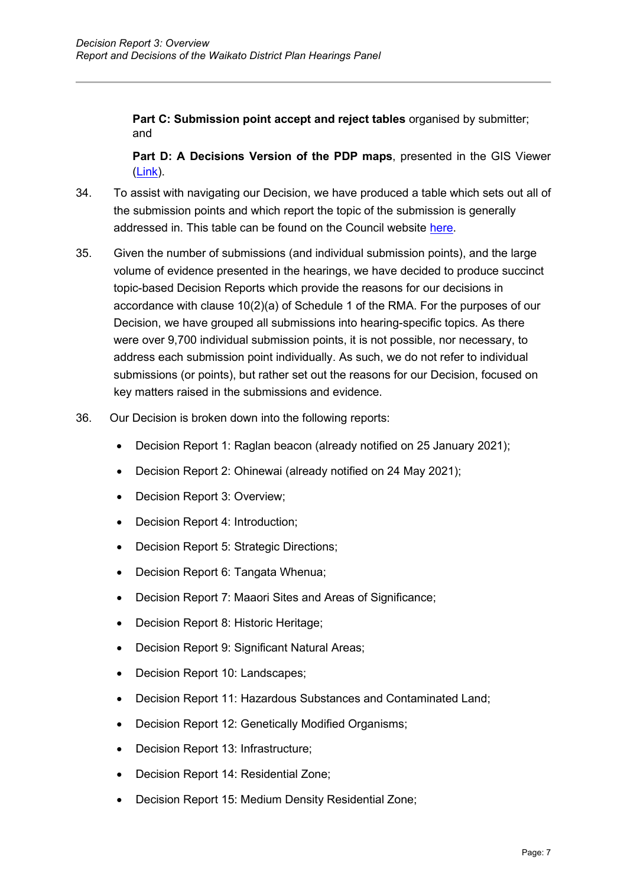**Part C: Submission point accept and reject tables** organised by submitter; and

**Part D: A Decisions Version of the PDP maps**, presented in the GIS Viewer (Link).

34. To assist with navigating our Decision, we have produced a table which sets out all of the submission points and which report the topic of the submission is generally addressed in. This table can be found on the Council website here.

35. Given the number of submissions (and individual submission points), and the large volume of evidence presented in the hearings, we have decided to produce succinct topic-based Decision Reports which provide the reasons for our decisions in accordance with clause 10(2)(a) of Schedule 1 of the RMA. For the purposes of our Decision, we have grouped all submissions into hearing-specific topics. As there were over 9,700 individual submission points, it is not possible, nor necessary, to address each submission point individually. As such, we do not refer to individual submissions (or points), but rather set out the reasons for our Decision, focused on key matters raised in the submissions and evidence.

36. Our Decision is broken down into the following reports:

- Decision Report 1: Raglan beacon (already notified on 25 January 2021);
- Decision Report 2: Ohinewai (already notified on 24 May 2021);
- Decision Report 3: Overview;
- Decision Report 4: Introduction;
- Decision Report 5: Strategic Directions;
- Decision Report 6: Tangata Whenua;
- Decision Report 7: Maaori Sites and Areas of Significance;
- Decision Report 8: Historic Heritage;
- Decision Report 9: Significant Natural Areas;
- Decision Report 10: Landscapes;
- Decision Report 11: Hazardous Substances and Contaminated Land;
- Decision Report 12: Genetically Modified Organisms;
- Decision Report 13: Infrastructure;
- Decision Report 14: Residential Zone;
- Decision Report 15: Medium Density Residential Zone;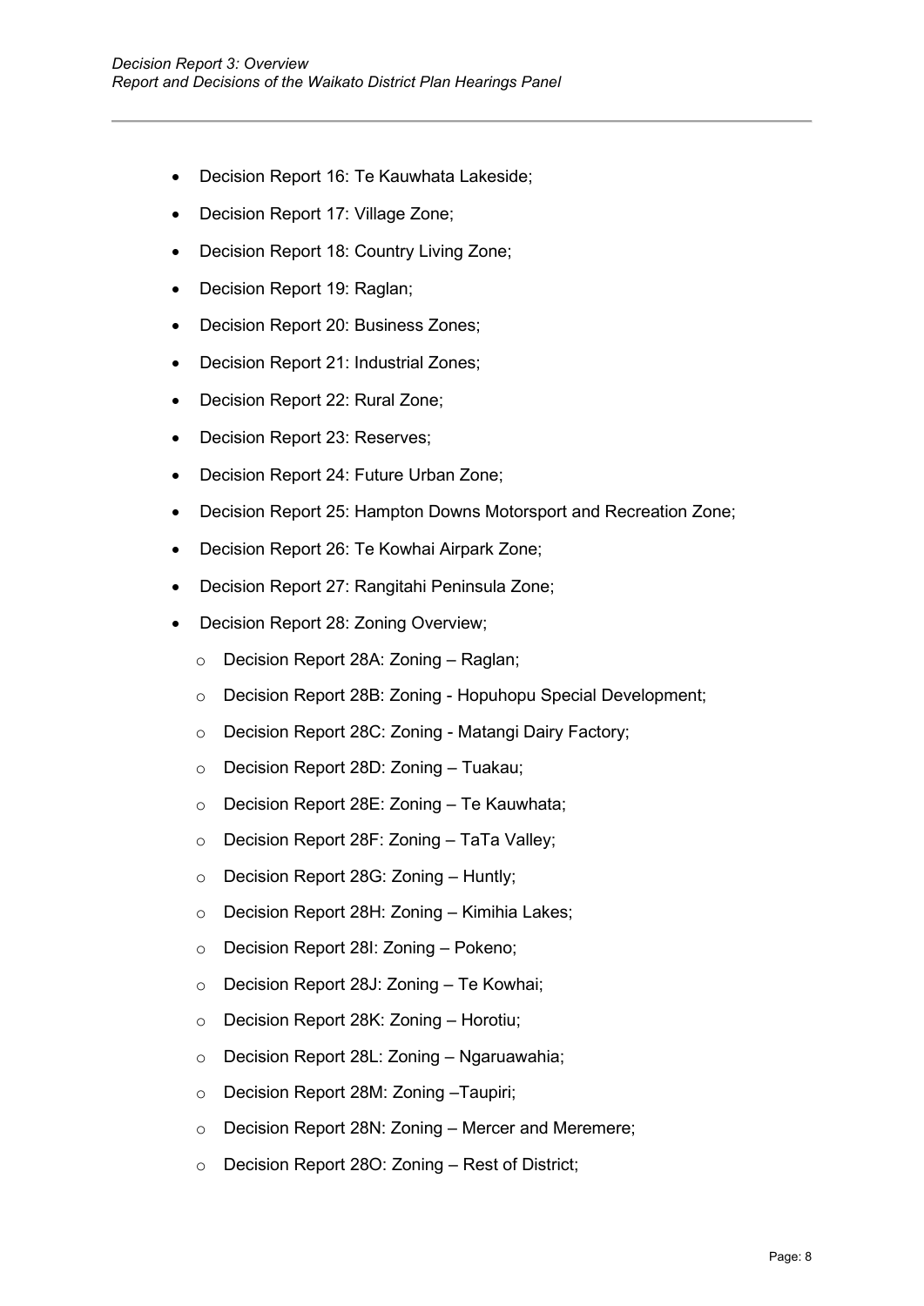- Decision Report 16: Te Kauwhata Lakeside;
- Decision Report 17: Village Zone;
- Decision Report 18: Country Living Zone;
- Decision Report 19: Raglan;
- Decision Report 20: Business Zones;
- Decision Report 21: Industrial Zones;
- Decision Report 22: Rural Zone;
- Decision Report 23: Reserves;
- Decision Report 24: Future Urban Zone;
- Decision Report 25: Hampton Downs Motorsport and Recreation Zone;
- Decision Report 26: Te Kowhai Airpark Zone;
- Decision Report 27: Rangitahi Peninsula Zone;
- Decision Report 28: Zoning Overview;
  - Decision Report 28A: Zoning – Raglan;
  - Decision Report 28B: Zoning - Hopuhopu Special Development;
  - Decision Report 28C: Zoning - Matangi Dairy Factory;
  - Decision Report 28D: Zoning – Tuakau;
  - Decision Report 28E: Zoning – Te Kauwhata;
  - Decision Report 28F: Zoning – TaTa Valley;
  - Decision Report 28G: Zoning – Huntly;
  - Decision Report 28H: Zoning – Kimihia Lakes;
  - Decision Report 28I: Zoning – Pokeno;
  - Decision Report 28J: Zoning – Te Kowhai;
  - Decision Report 28K: Zoning – Horotiu;
  - Decision Report 28L: Zoning – Ngaruawahia;
  - Decision Report 28M: Zoning –Taupiri;
  - Decision Report 28N: Zoning – Mercer and Meremere;
  - Decision Report 28O: Zoning – Rest of District;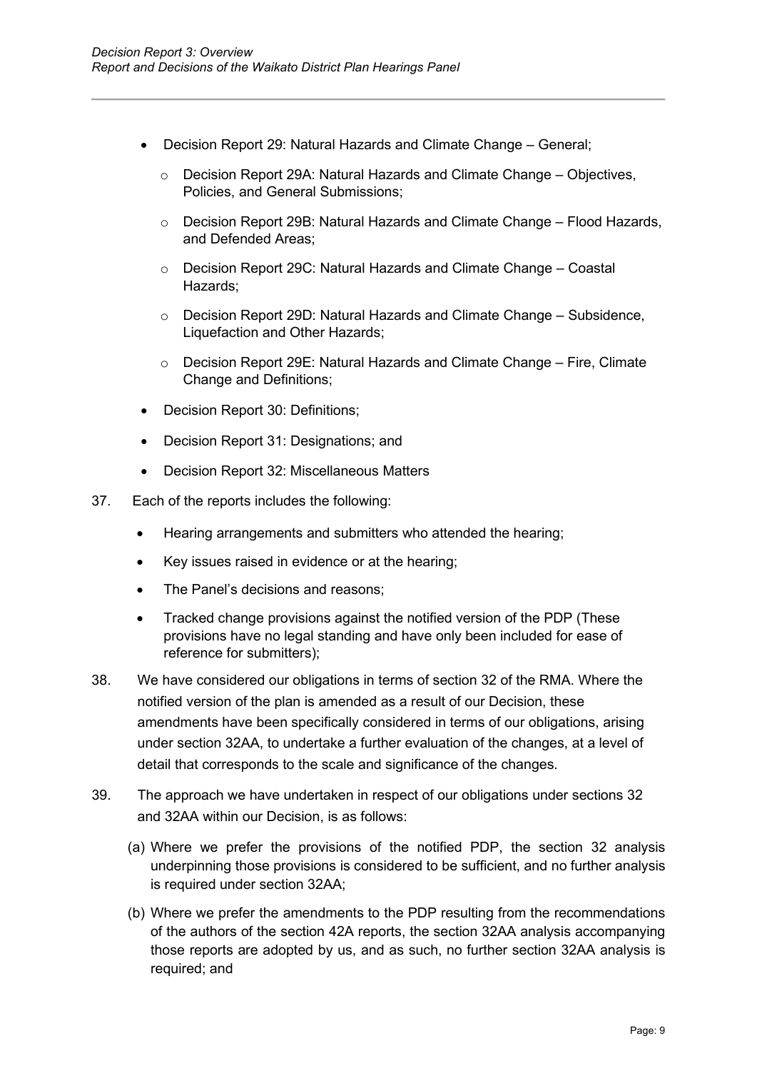- Decision Report 29: Natural Hazards and Climate Change – General;
  - Decision Report 29A: Natural Hazards and Climate Change – Objectives, Policies, and General Submissions;
  - Decision Report 29B: Natural Hazards and Climate Change – Flood Hazards, and Defended Areas;
  - Decision Report 29C: Natural Hazards and Climate Change – Coastal Hazards;
  - Decision Report 29D: Natural Hazards and Climate Change – Subsidence, Liquefaction and Other Hazards;
  - Decision Report 29E: Natural Hazards and Climate Change – Fire, Climate Change and Definitions;
- Decision Report 30: Definitions;
- Decision Report 31: Designations; and
- Decision Report 32: Miscellaneous Matters

37. Each of the reports includes the following:

- Hearing arrangements and submitters who attended the hearing;
- Key issues raised in evidence or at the hearing;
- The Panel's decisions and reasons;
- Tracked change provisions against the notified version of the PDP (These provisions have no legal standing and have only been included for ease of reference for submitters);

38. We have considered our obligations in terms of section 32 of the RMA. Where the notified version of the plan is amended as a result of our Decision, these amendments have been specifically considered in terms of our obligations, arising under section 32AA, to undertake a further evaluation of the changes, at a level of detail that corresponds to the scale and significance of the changes.

39. The approach we have undertaken in respect of our obligations under sections 32 and 32AA within our Decision, is as follows:

(a) Where we prefer the provisions of the notified PDP, the section 32 analysis underpinning those provisions is considered to be sufficient, and no further analysis is required under section 32AA;

(b) Where we prefer the amendments to the PDP resulting from the recommendations of the authors of the section 42A reports, the section 32AA analysis accompanying those reports are adopted by us, and as such, no further section 32AA analysis is required; and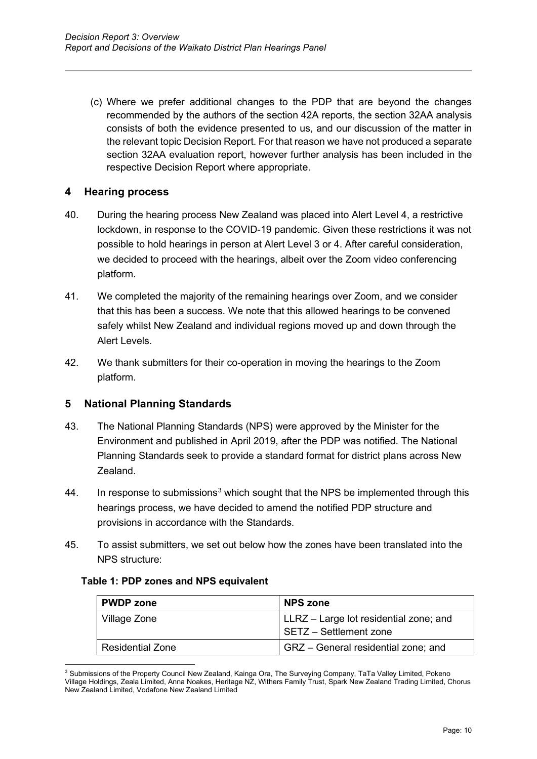(c) Where we prefer additional changes to the PDP that are beyond the changes recommended by the authors of the section 42A reports, the section 32AA analysis consists of both the evidence presented to us, and our discussion of the matter in the relevant topic Decision Report. For that reason we have not produced a separate section 32AA evaluation report, however further analysis has been included in the respective Decision Report where appropriate.

## 4 Hearing process

40. During the hearing process New Zealand was placed into Alert Level 4, a restrictive lockdown, in response to the COVID-19 pandemic. Given these restrictions it was not possible to hold hearings in person at Alert Level 3 or 4. After careful consideration, we decided to proceed with the hearings, albeit over the Zoom video conferencing platform.

41. We completed the majority of the remaining hearings over Zoom, and we consider that this has been a success. We note that this allowed hearings to be convened safely whilst New Zealand and individual regions moved up and down through the Alert Levels.

42. We thank submitters for their co-operation in moving the hearings to the Zoom platform.

## 5 National Planning Standards

43. The National Planning Standards (NPS) were approved by the Minister for the Environment and published in April 2019, after the PDP was notified. The National Planning Standards seek to provide a standard format for district plans across New Zealand.

44. In response to submissions[3] which sought that the NPS be implemented through this hearings process, we have decided to amend the notified PDP structure and provisions in accordance with the Standards.

45. To assist submitters, we set out below how the zones have been translated into the NPS structure:

**Table 1: PDP zones and NPS equivalent**

| PWDP zone | NPS zone |
|---|---|
| Village Zone | LLRZ – Large lot residential zone; and SETZ – Settlement zone |
| Residential Zone | GRZ – General residential zone; and |

[3] Submissions of the Property Council New Zealand, Kainga Ora, The Surveying Company, TaTa Valley Limited, Pokeno Village Holdings, Zeala Limited, Anna Noakes, Heritage NZ, Withers Family Trust, Spark New Zealand Trading Limited, Chorus New Zealand Limited, Vodafone New Zealand Limited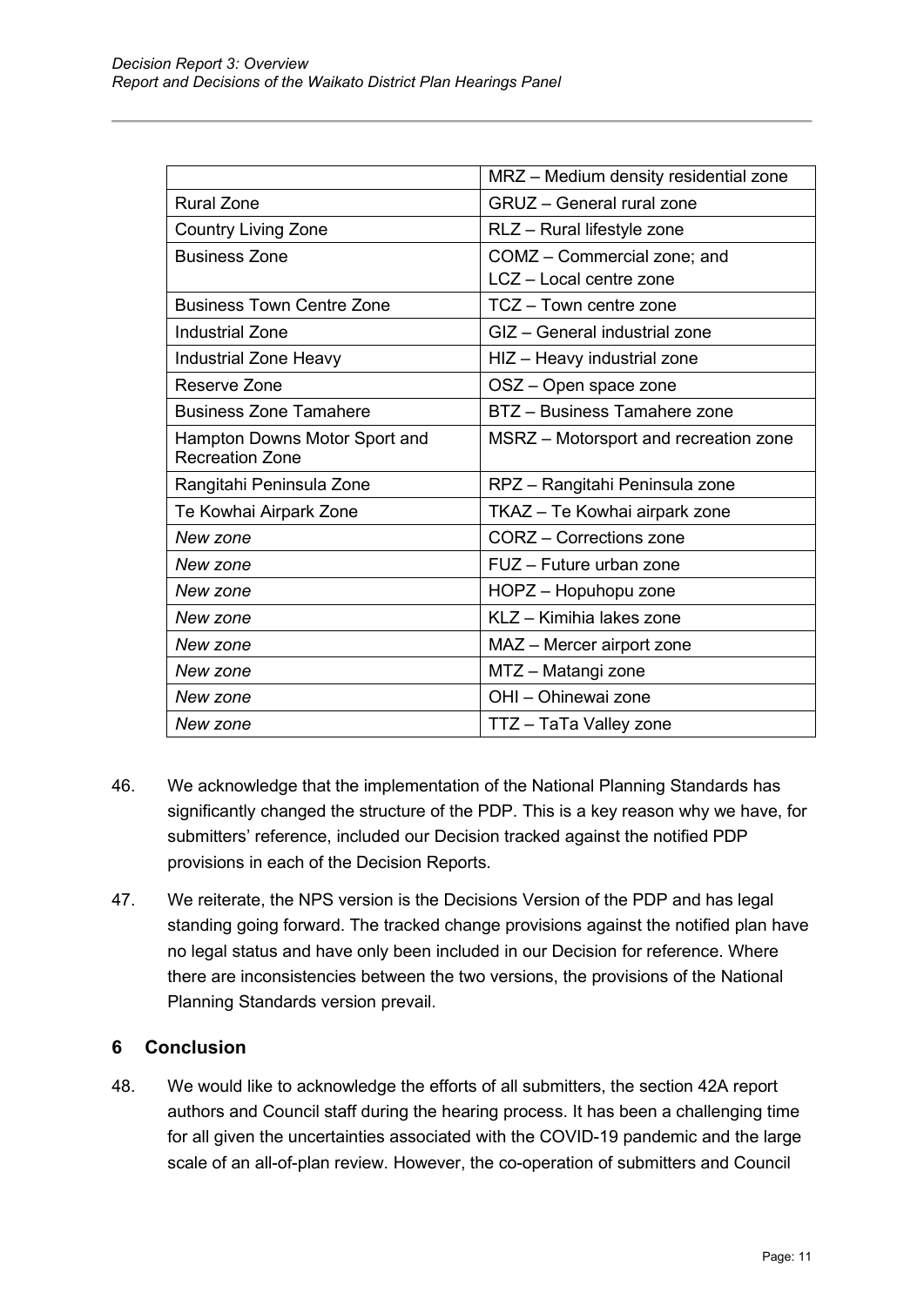| | MRZ – Medium density residential zone |
|---|---|
| Rural Zone | GRUZ – General rural zone |
| Country Living Zone | RLZ – Rural lifestyle zone |
| Business Zone | COMZ – Commercial zone; and LCZ – Local centre zone |
| Business Town Centre Zone | TCZ – Town centre zone |
| Industrial Zone | GIZ – General industrial zone |
| Industrial Zone Heavy | HIZ – Heavy industrial zone |
| Reserve Zone | OSZ – Open space zone |
| Business Zone Tamahere | BTZ – Business Tamahere zone |
| Hampton Downs Motor Sport and Recreation Zone | MSRZ – Motorsport and recreation zone |
| Rangitahi Peninsula Zone | RPZ – Rangitahi Peninsula zone |
| Te Kowhai Airpark Zone | TKAZ – Te Kowhai airpark zone |
| *New zone* | CORZ – Corrections zone |
| *New zone* | FUZ – Future urban zone |
| *New zone* | HOPZ – Hopuhopu zone |
| *New zone* | KLZ – Kimihia lakes zone |
| *New zone* | MAZ – Mercer airport zone |
| *New zone* | MTZ – Matangi zone |
| *New zone* | OHI – Ohinewai zone |
| *New zone* | TTZ – TaTa Valley zone |

46. We acknowledge that the implementation of the National Planning Standards has significantly changed the structure of the PDP. This is a key reason why we have, for submitters' reference, included our Decision tracked against the notified PDP provisions in each of the Decision Reports.

47. We reiterate, the NPS version is the Decisions Version of the PDP and has legal standing going forward. The tracked change provisions against the notified plan have no legal status and have only been included in our Decision for reference. Where there are inconsistencies between the two versions, the provisions of the National Planning Standards version prevail.

## 6 Conclusion

48. We would like to acknowledge the efforts of all submitters, the section 42A report authors and Council staff during the hearing process. It has been a challenging time for all given the uncertainties associated with the COVID-19 pandemic and the large scale of an all-of-plan review. However, the co-operation of submitters and Council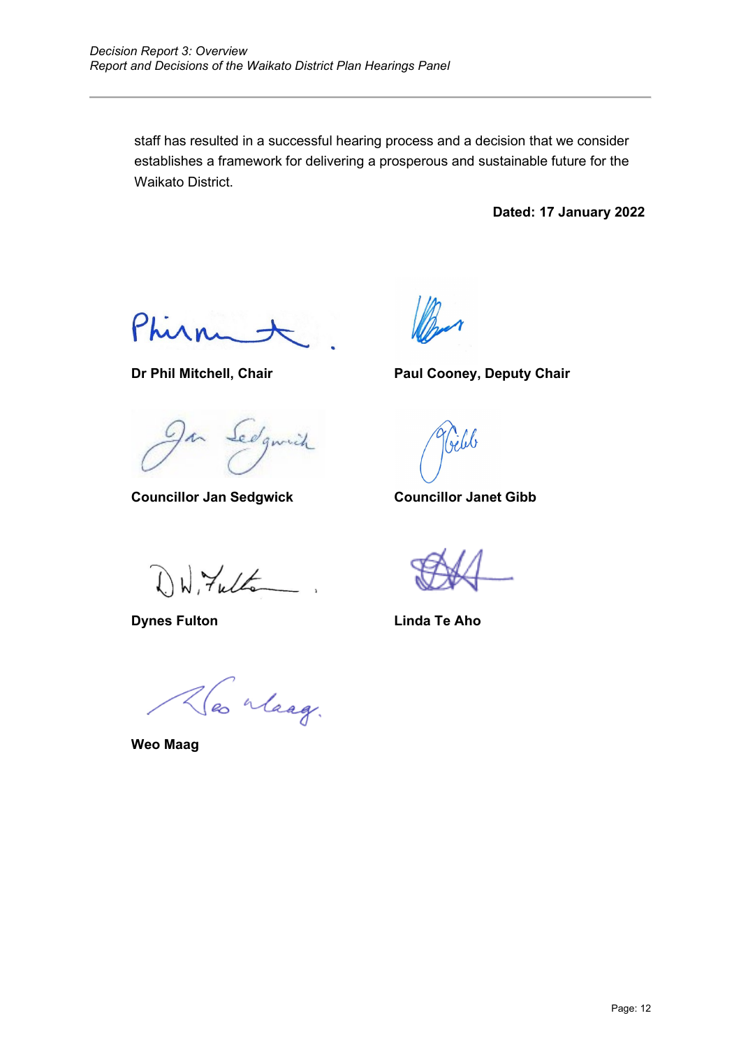staff has resulted in a successful hearing process and a decision that we consider establishes a framework for delivering a prosperous and sustainable future for the Waikato District.

**Dated: 17 January 2022**

**Dr Phil Mitchell, Chair**

**Paul Cooney, Deputy Chair**

**Councillor Jan Sedgwick**

**Councillor Janet Gibb**

**Dynes Fulton**

**Linda Te Aho**

**Weo Maag**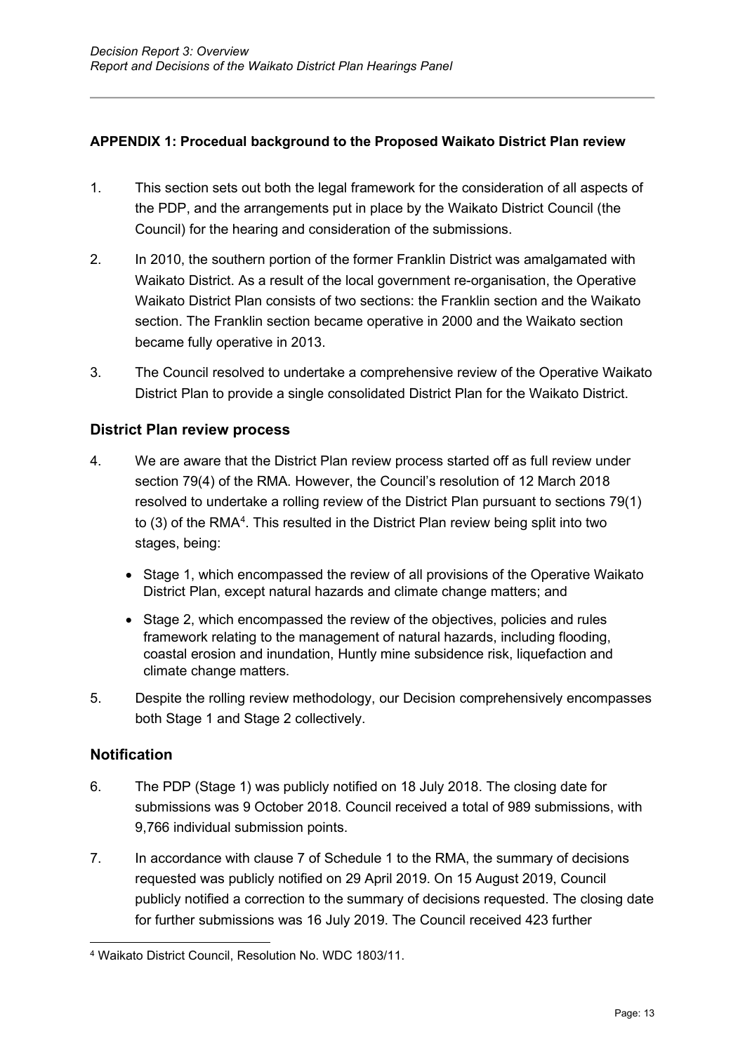**APPENDIX 1: Procedual background to the Proposed Waikato District Plan review**

1. This section sets out both the legal framework for the consideration of all aspects of the PDP, and the arrangements put in place by the Waikato District Council (the Council) for the hearing and consideration of the submissions.

2. In 2010, the southern portion of the former Franklin District was amalgamated with Waikato District. As a result of the local government re-organisation, the Operative Waikato District Plan consists of two sections: the Franklin section and the Waikato section. The Franklin section became operative in 2000 and the Waikato section became fully operative in 2013.

3. The Council resolved to undertake a comprehensive review of the Operative Waikato District Plan to provide a single consolidated District Plan for the Waikato District.

## District Plan review process

4. We are aware that the District Plan review process started off as full review under section 79(4) of the RMA. However, the Council's resolution of 12 March 2018 resolved to undertake a rolling review of the District Plan pursuant to sections 79(1) to (3) of the RMA[4]. This resulted in the District Plan review being split into two stages, being:

   - Stage 1, which encompassed the review of all provisions of the Operative Waikato District Plan, except natural hazards and climate change matters; and
   - Stage 2, which encompassed the review of the objectives, policies and rules framework relating to the management of natural hazards, including flooding, coastal erosion and inundation, Huntly mine subsidence risk, liquefaction and climate change matters.

5. Despite the rolling review methodology, our Decision comprehensively encompasses both Stage 1 and Stage 2 collectively.

## Notification

6. The PDP (Stage 1) was publicly notified on 18 July 2018. The closing date for submissions was 9 October 2018. Council received a total of 989 submissions, with 9,766 individual submission points.

7. In accordance with clause 7 of Schedule 1 to the RMA, the summary of decisions requested was publicly notified on 29 April 2019. On 15 August 2019, Council publicly notified a correction to the summary of decisions requested. The closing date for further submissions was 16 July 2019. The Council received 423 further

[4] Waikato District Council, Resolution No. WDC 1803/11.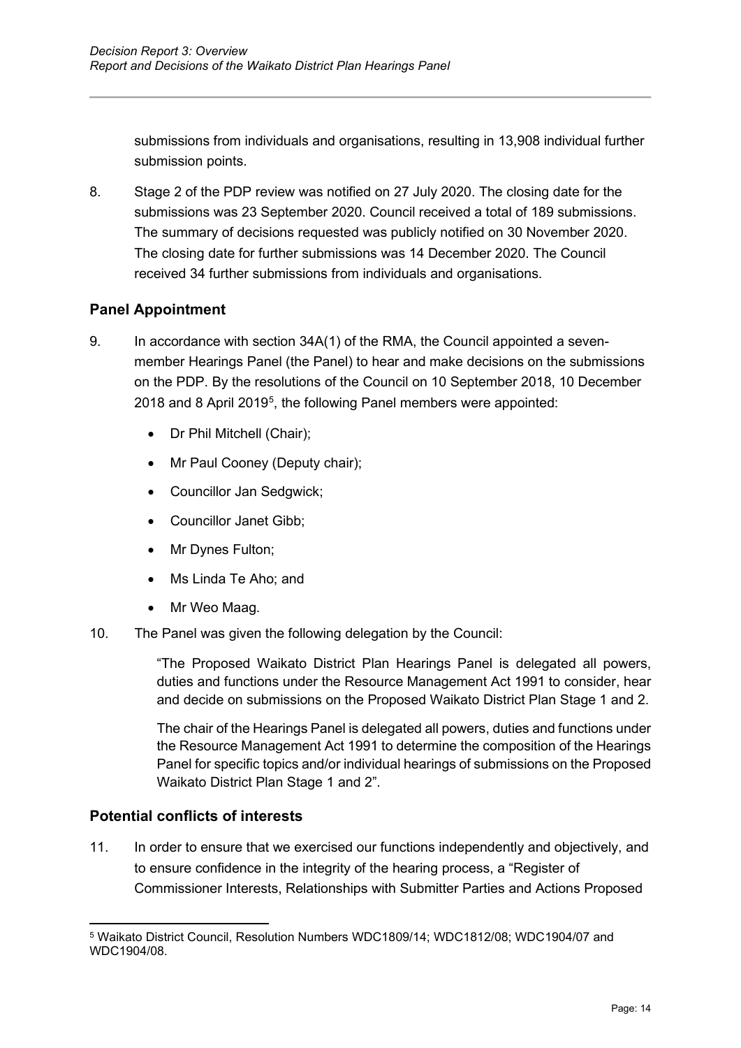submissions from individuals and organisations, resulting in 13,908 individual further submission points.

8. Stage 2 of the PDP review was notified on 27 July 2020. The closing date for the submissions was 23 September 2020. Council received a total of 189 submissions. The summary of decisions requested was publicly notified on 30 November 2020. The closing date for further submissions was 14 December 2020. The Council received 34 further submissions from individuals and organisations.

## Panel Appointment

9. In accordance with section 34A(1) of the RMA, the Council appointed a seven-member Hearings Panel (the Panel) to hear and make decisions on the submissions on the PDP. By the resolutions of the Council on 10 September 2018, 10 December 2018 and 8 April 2019[5], the following Panel members were appointed:

   - Dr Phil Mitchell (Chair);
   - Mr Paul Cooney (Deputy chair);
   - Councillor Jan Sedgwick;
   - Councillor Janet Gibb;
   - Mr Dynes Fulton;
   - Ms Linda Te Aho; and
   - Mr Weo Maag.

10. The Panel was given the following delegation by the Council:

    "The Proposed Waikato District Plan Hearings Panel is delegated all powers, duties and functions under the Resource Management Act 1991 to consider, hear and decide on submissions on the Proposed Waikato District Plan Stage 1 and 2.

    The chair of the Hearings Panel is delegated all powers, duties and functions under the Resource Management Act 1991 to determine the composition of the Hearings Panel for specific topics and/or individual hearings of submissions on the Proposed Waikato District Plan Stage 1 and 2".

## Potential conflicts of interests

11. In order to ensure that we exercised our functions independently and objectively, and to ensure confidence in the integrity of the hearing process, a "Register of Commissioner Interests, Relationships with Submitter Parties and Actions Proposed

---

[5] Waikato District Council, Resolution Numbers WDC1809/14; WDC1812/08; WDC1904/07 and WDC1904/08.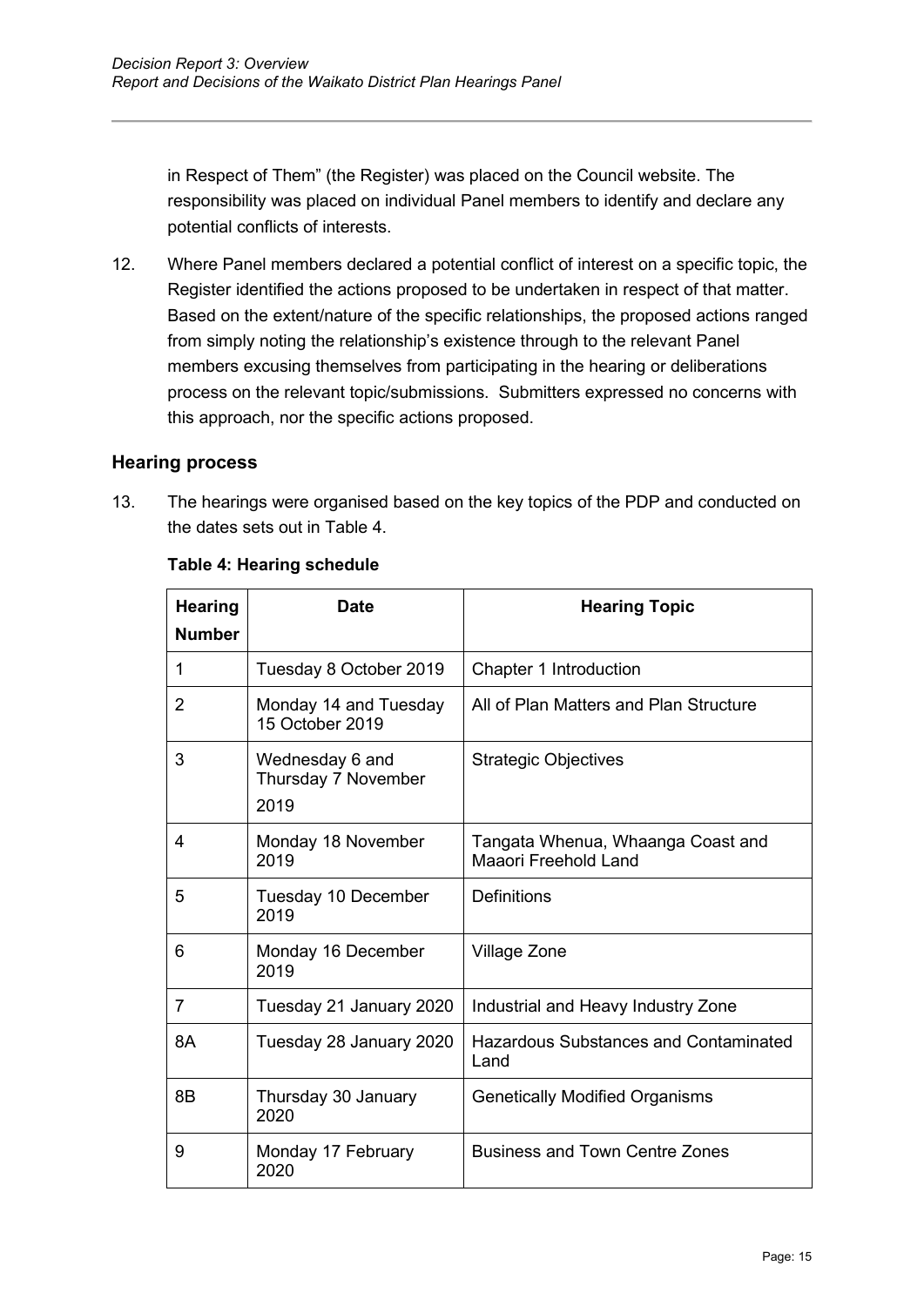in Respect of Them" (the Register) was placed on the Council website. The responsibility was placed on individual Panel members to identify and declare any potential conflicts of interests.

12. Where Panel members declared a potential conflict of interest on a specific topic, the Register identified the actions proposed to be undertaken in respect of that matter. Based on the extent/nature of the specific relationships, the proposed actions ranged from simply noting the relationship's existence through to the relevant Panel members excusing themselves from participating in the hearing or deliberations process on the relevant topic/submissions. Submitters expressed no concerns with this approach, nor the specific actions proposed.

## Hearing process

13. The hearings were organised based on the key topics of the PDP and conducted on the dates sets out in Table 4.

**Table 4: Hearing schedule**

| Hearing Number | Date | Hearing Topic |
|---|---|---|
| 1 | Tuesday 8 October 2019 | Chapter 1 Introduction |
| 2 | Monday 14 and Tuesday 15 October 2019 | All of Plan Matters and Plan Structure |
| 3 | Wednesday 6 and Thursday 7 November 2019 | Strategic Objectives |
| 4 | Monday 18 November 2019 | Tangata Whenua, Whaanga Coast and Maaori Freehold Land |
| 5 | Tuesday 10 December 2019 | Definitions |
| 6 | Monday 16 December 2019 | Village Zone |
| 7 | Tuesday 21 January 2020 | Industrial and Heavy Industry Zone |
| 8A | Tuesday 28 January 2020 | Hazardous Substances and Contaminated Land |
| 8B | Thursday 30 January 2020 | Genetically Modified Organisms |
| 9 | Monday 17 February 2020 | Business and Town Centre Zones |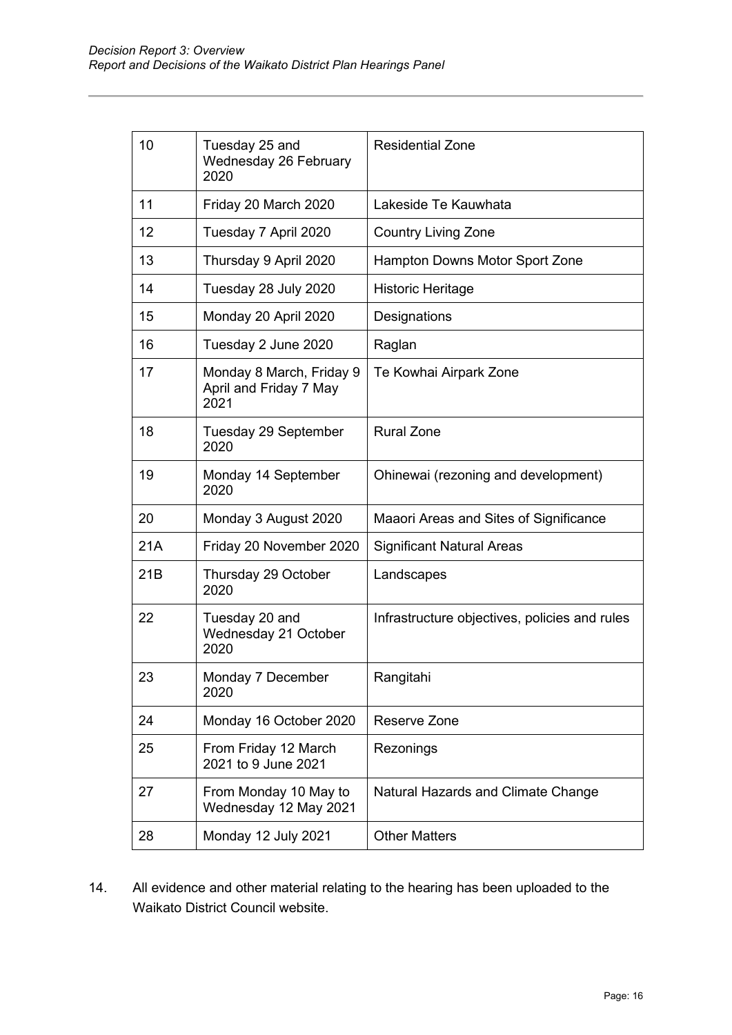| 10 | Tuesday 25 and Wednesday 26 February 2020 | Residential Zone |
|---|---|---|
| 11 | Friday 20 March 2020 | Lakeside Te Kauwhata |
| 12 | Tuesday 7 April 2020 | Country Living Zone |
| 13 | Thursday 9 April 2020 | Hampton Downs Motor Sport Zone |
| 14 | Tuesday 28 July 2020 | Historic Heritage |
| 15 | Monday 20 April 2020 | Designations |
| 16 | Tuesday 2 June 2020 | Raglan |
| 17 | Monday 8 March, Friday 9 April and Friday 7 May 2021 | Te Kowhai Airpark Zone |
| 18 | Tuesday 29 September 2020 | Rural Zone |
| 19 | Monday 14 September 2020 | Ohinewai (rezoning and development) |
| 20 | Monday 3 August 2020 | Maaori Areas and Sites of Significance |
| 21A | Friday 20 November 2020 | Significant Natural Areas |
| 21B | Thursday 29 October 2020 | Landscapes |
| 22 | Tuesday 20 and Wednesday 21 October 2020 | Infrastructure objectives, policies and rules |
| 23 | Monday 7 December 2020 | Rangitahi |
| 24 | Monday 16 October 2020 | Reserve Zone |
| 25 | From Friday 12 March 2021 to 9 June 2021 | Rezonings |
| 27 | From Monday 10 May to Wednesday 12 May 2021 | Natural Hazards and Climate Change |
| 28 | Monday 12 July 2021 | Other Matters |

14. All evidence and other material relating to the hearing has been uploaded to the Waikato District Council website.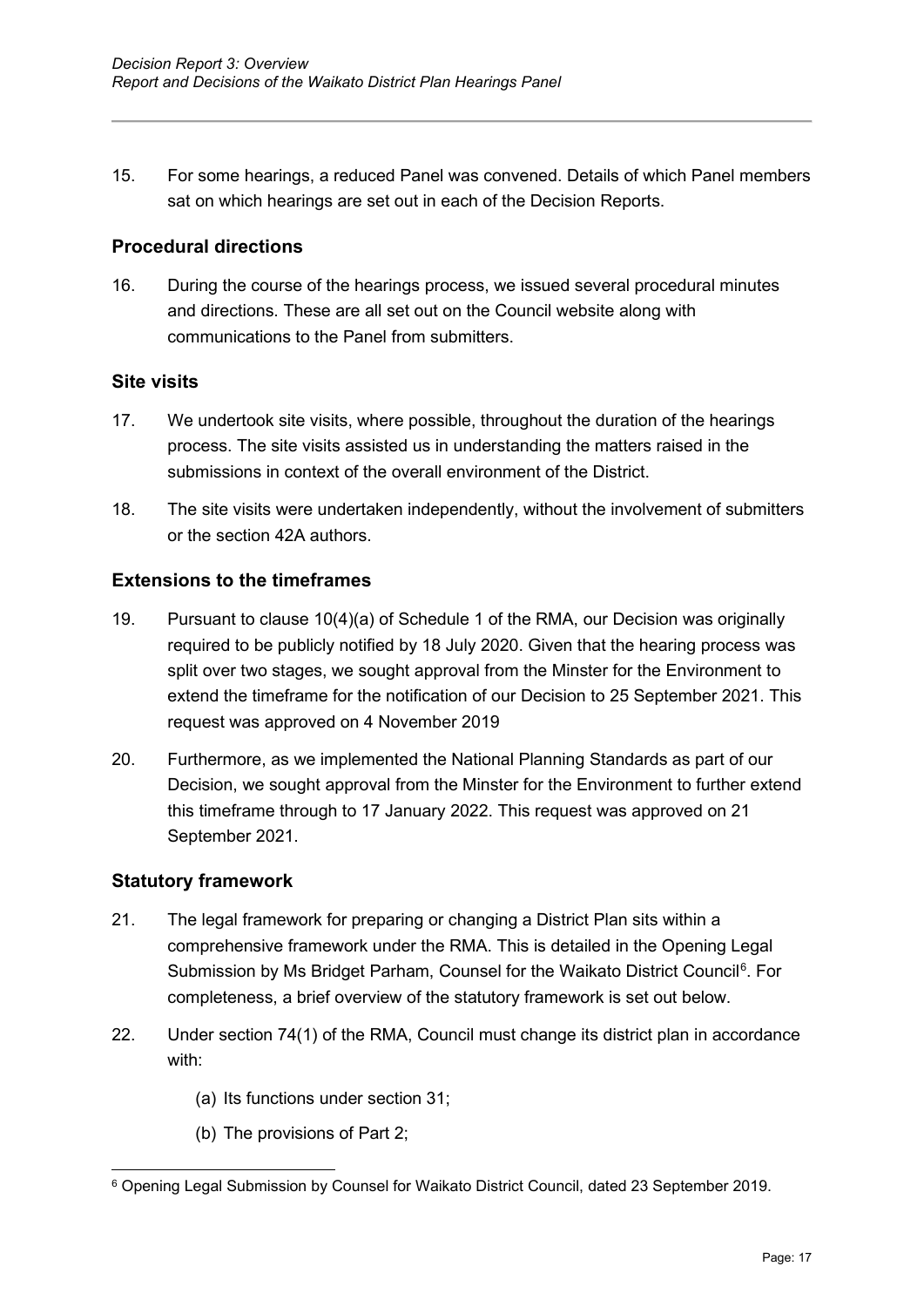15. For some hearings, a reduced Panel was convened. Details of which Panel members sat on which hearings are set out in each of the Decision Reports.

### Procedural directions

16. During the course of the hearings process, we issued several procedural minutes and directions. These are all set out on the Council website along with communications to the Panel from submitters.

### Site visits

17. We undertook site visits, where possible, throughout the duration of the hearings process. The site visits assisted us in understanding the matters raised in the submissions in context of the overall environment of the District.

18. The site visits were undertaken independently, without the involvement of submitters or the section 42A authors.

### Extensions to the timeframes

19. Pursuant to clause 10(4)(a) of Schedule 1 of the RMA, our Decision was originally required to be publicly notified by 18 July 2020. Given that the hearing process was split over two stages, we sought approval from the Minster for the Environment to extend the timeframe for the notification of our Decision to 25 September 2021. This request was approved on 4 November 2019

20. Furthermore, as we implemented the National Planning Standards as part of our Decision, we sought approval from the Minster for the Environment to further extend this timeframe through to 17 January 2022. This request was approved on 21 September 2021.

### Statutory framework

21. The legal framework for preparing or changing a District Plan sits within a comprehensive framework under the RMA. This is detailed in the Opening Legal Submission by Ms Bridget Parham, Counsel for the Waikato District Council[6]. For completeness, a brief overview of the statutory framework is set out below.

22. Under section 74(1) of the RMA, Council must change its district plan in accordance with:

    (a) Its functions under section 31;

    (b) The provisions of Part 2;

---

[6] Opening Legal Submission by Counsel for Waikato District Council, dated 23 September 2019.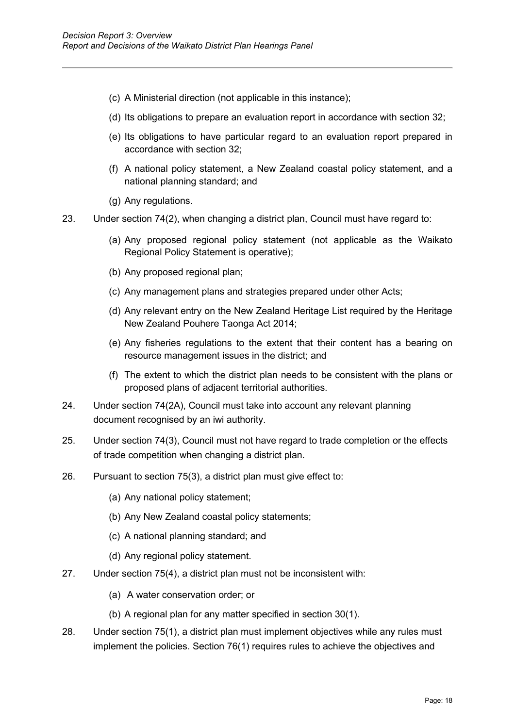(c) A Ministerial direction (not applicable in this instance);

(d) Its obligations to prepare an evaluation report in accordance with section 32;

(e) Its obligations to have particular regard to an evaluation report prepared in accordance with section 32;

(f) A national policy statement, a New Zealand coastal policy statement, and a national planning standard; and

(g) Any regulations.

23. Under section 74(2), when changing a district plan, Council must have regard to:

(a) Any proposed regional policy statement (not applicable as the Waikato Regional Policy Statement is operative);

(b) Any proposed regional plan;

(c) Any management plans and strategies prepared under other Acts;

(d) Any relevant entry on the New Zealand Heritage List required by the Heritage New Zealand Pouhere Taonga Act 2014;

(e) Any fisheries regulations to the extent that their content has a bearing on resource management issues in the district; and

(f) The extent to which the district plan needs to be consistent with the plans or proposed plans of adjacent territorial authorities.

24. Under section 74(2A), Council must take into account any relevant planning document recognised by an iwi authority.

25. Under section 74(3), Council must not have regard to trade completion or the effects of trade competition when changing a district plan.

26. Pursuant to section 75(3), a district plan must give effect to:

(a) Any national policy statement;

(b) Any New Zealand coastal policy statements;

(c) A national planning standard; and

(d) Any regional policy statement.

27. Under section 75(4), a district plan must not be inconsistent with:

(a) A water conservation order; or

(b) A regional plan for any matter specified in section 30(1).

28. Under section 75(1), a district plan must implement objectives while any rules must implement the policies. Section 76(1) requires rules to achieve the objectives and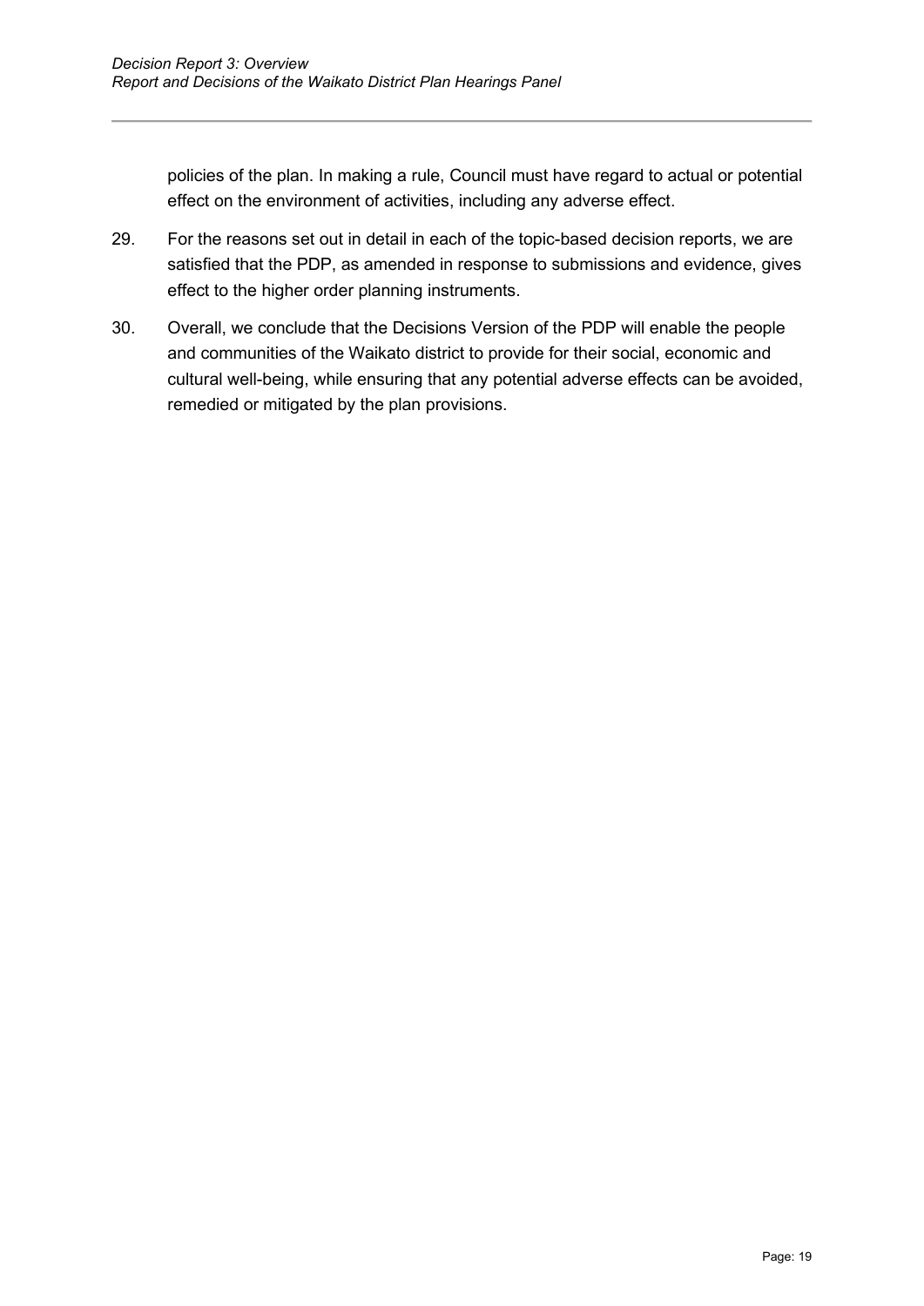policies of the plan. In making a rule, Council must have regard to actual or potential effect on the environment of activities, including any adverse effect.

29. For the reasons set out in detail in each of the topic-based decision reports, we are satisfied that the PDP, as amended in response to submissions and evidence, gives effect to the higher order planning instruments.

30. Overall, we conclude that the Decisions Version of the PDP will enable the people and communities of the Waikato district to provide for their social, economic and cultural well-being, while ensuring that any potential adverse effects can be avoided, remedied or mitigated by the plan provisions.